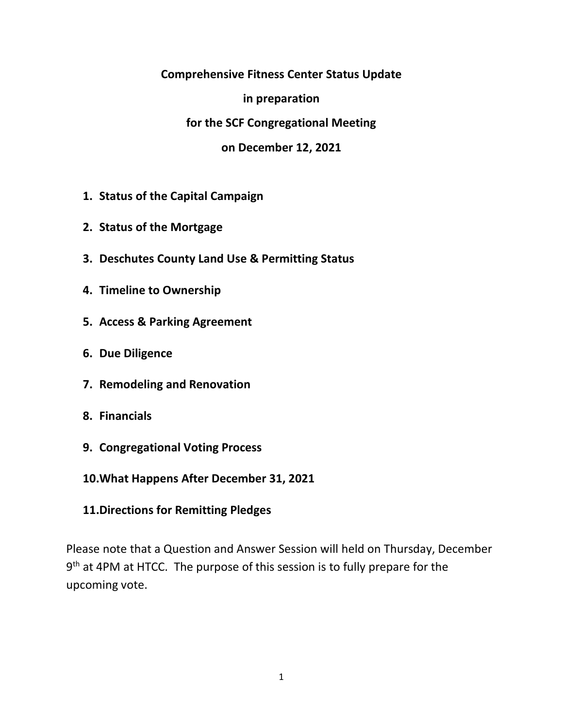**Comprehensive Fitness Center Status Update**

**in preparation**

**for the SCF Congregational Meeting**

**on December 12, 2021**

1. **Status of the Capital Campaign**
2. **Status of the Mortgage**
3. **Deschutes County Land Use & Permitting Status**
4. **Timeline to Ownership**
5. **Access & Parking Agreement**
6. **Due Diligence**
7. **Remodeling and Renovation**
8. **Financials**
9. **Congregational Voting Process**
10. **What Happens After December 31, 2021**
11. **Directions for Remitting Pledges**

Please note that a Question and Answer Session will held on Thursday, December 9th at 4PM at HTCC. The purpose of this session is to fully prepare for the upcoming vote.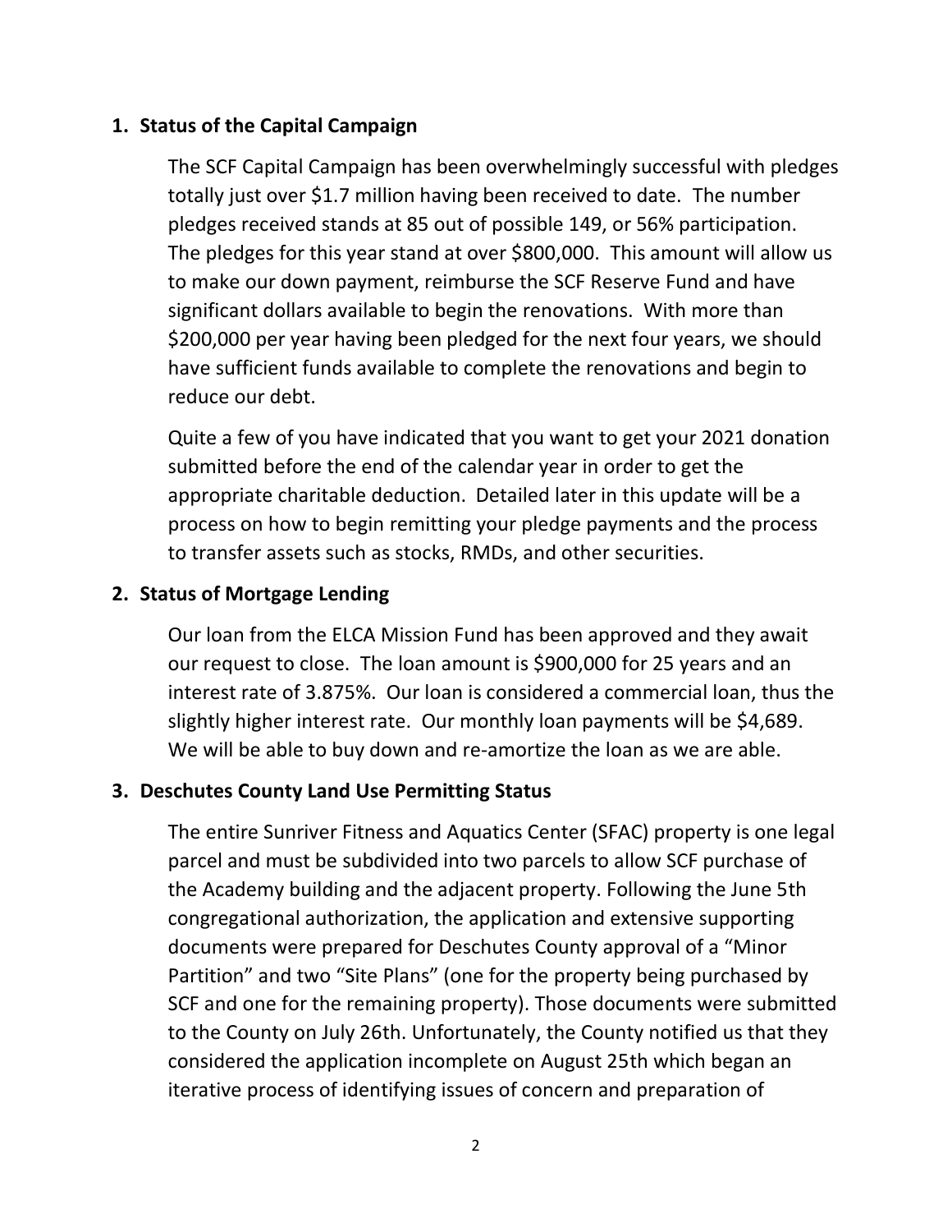## 1. Status of the Capital Campaign

The SCF Capital Campaign has been overwhelmingly successful with pledges totally just over $1.7 million having been received to date. The number pledges received stands at 85 out of possible 149, or 56% participation. The pledges for this year stand at over $800,000. This amount will allow us to make our down payment, reimburse the SCF Reserve Fund and have significant dollars available to begin the renovations. With more than $200,000 per year having been pledged for the next four years, we should have sufficient funds available to complete the renovations and begin to reduce our debt.

Quite a few of you have indicated that you want to get your 2021 donation submitted before the end of the calendar year in order to get the appropriate charitable deduction. Detailed later in this update will be a process on how to begin remitting your pledge payments and the process to transfer assets such as stocks, RMDs, and other securities.

## 2. Status of Mortgage Lending

Our loan from the ELCA Mission Fund has been approved and they await our request to close. The loan amount is $900,000 for 25 years and an interest rate of 3.875%. Our loan is considered a commercial loan, thus the slightly higher interest rate. Our monthly loan payments will be $4,689. We will be able to buy down and re-amortize the loan as we are able.

## 3. Deschutes County Land Use Permitting Status

The entire Sunriver Fitness and Aquatics Center (SFAC) property is one legal parcel and must be subdivided into two parcels to allow SCF purchase of the Academy building and the adjacent property. Following the June 5th congregational authorization, the application and extensive supporting documents were prepared for Deschutes County approval of a "Minor Partition" and two "Site Plans" (one for the property being purchased by SCF and one for the remaining property). Those documents were submitted to the County on July 26th. Unfortunately, the County notified us that they considered the application incomplete on August 25th which began an iterative process of identifying issues of concern and preparation of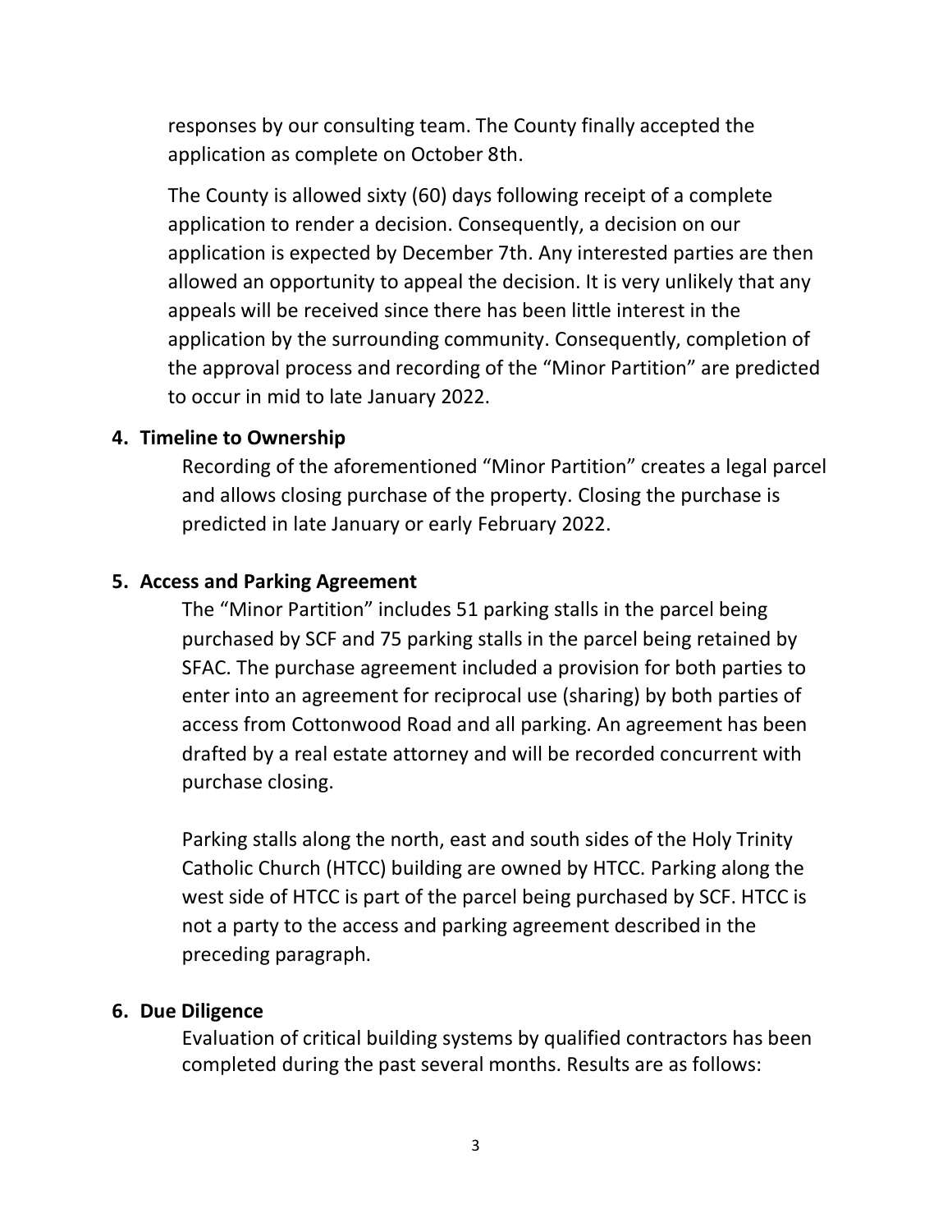responses by our consulting team. The County finally accepted the application as complete on October 8th.

The County is allowed sixty (60) days following receipt of a complete application to render a decision. Consequently, a decision on our application is expected by December 7th. Any interested parties are then allowed an opportunity to appeal the decision. It is very unlikely that any appeals will be received since there has been little interest in the application by the surrounding community. Consequently, completion of the approval process and recording of the "Minor Partition" are predicted to occur in mid to late January 2022.

**4. Timeline to Ownership**

Recording of the aforementioned "Minor Partition" creates a legal parcel and allows closing purchase of the property. Closing the purchase is predicted in late January or early February 2022.

**5. Access and Parking Agreement**

The "Minor Partition" includes 51 parking stalls in the parcel being purchased by SCF and 75 parking stalls in the parcel being retained by SFAC. The purchase agreement included a provision for both parties to enter into an agreement for reciprocal use (sharing) by both parties of access from Cottonwood Road and all parking. An agreement has been drafted by a real estate attorney and will be recorded concurrent with purchase closing.

Parking stalls along the north, east and south sides of the Holy Trinity Catholic Church (HTCC) building are owned by HTCC. Parking along the west side of HTCC is part of the parcel being purchased by SCF. HTCC is not a party to the access and parking agreement described in the preceding paragraph.

**6. Due Diligence**

Evaluation of critical building systems by qualified contractors has been completed during the past several months. Results are as follows: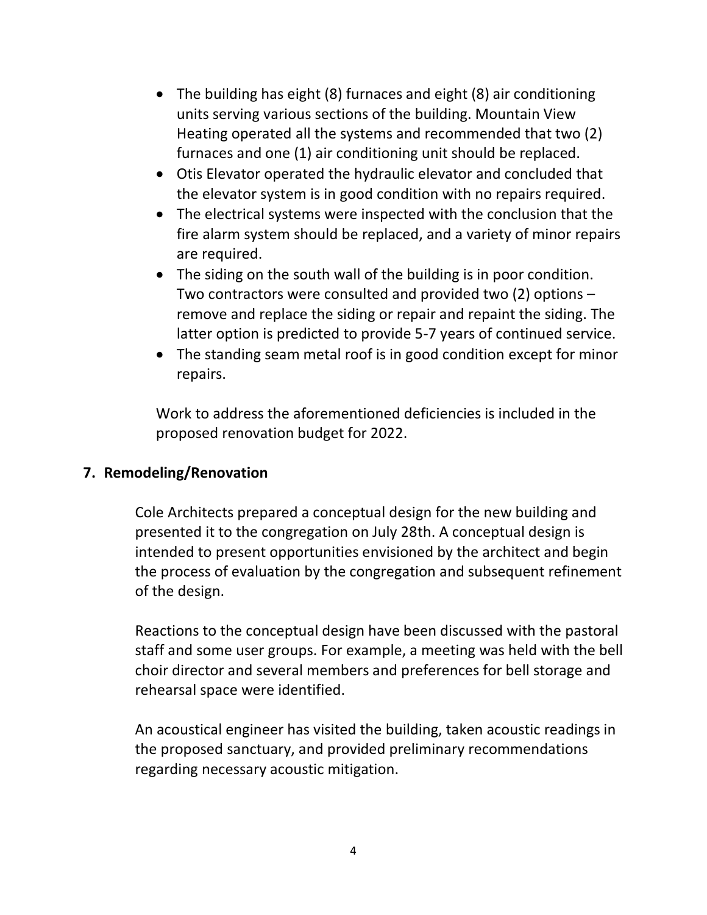- The building has eight (8) furnaces and eight (8) air conditioning units serving various sections of the building. Mountain View Heating operated all the systems and recommended that two (2) furnaces and one (1) air conditioning unit should be replaced.
- Otis Elevator operated the hydraulic elevator and concluded that the elevator system is in good condition with no repairs required.
- The electrical systems were inspected with the conclusion that the fire alarm system should be replaced, and a variety of minor repairs are required.
- The siding on the south wall of the building is in poor condition. Two contractors were consulted and provided two (2) options – remove and replace the siding or repair and repaint the siding. The latter option is predicted to provide 5-7 years of continued service.
- The standing seam metal roof is in good condition except for minor repairs.

Work to address the aforementioned deficiencies is included in the proposed renovation budget for 2022.

## 7. Remodeling/Renovation

Cole Architects prepared a conceptual design for the new building and presented it to the congregation on July 28th. A conceptual design is intended to present opportunities envisioned by the architect and begin the process of evaluation by the congregation and subsequent refinement of the design.

Reactions to the conceptual design have been discussed with the pastoral staff and some user groups. For example, a meeting was held with the bell choir director and several members and preferences for bell storage and rehearsal space were identified.

An acoustical engineer has visited the building, taken acoustic readings in the proposed sanctuary, and provided preliminary recommendations regarding necessary acoustic mitigation.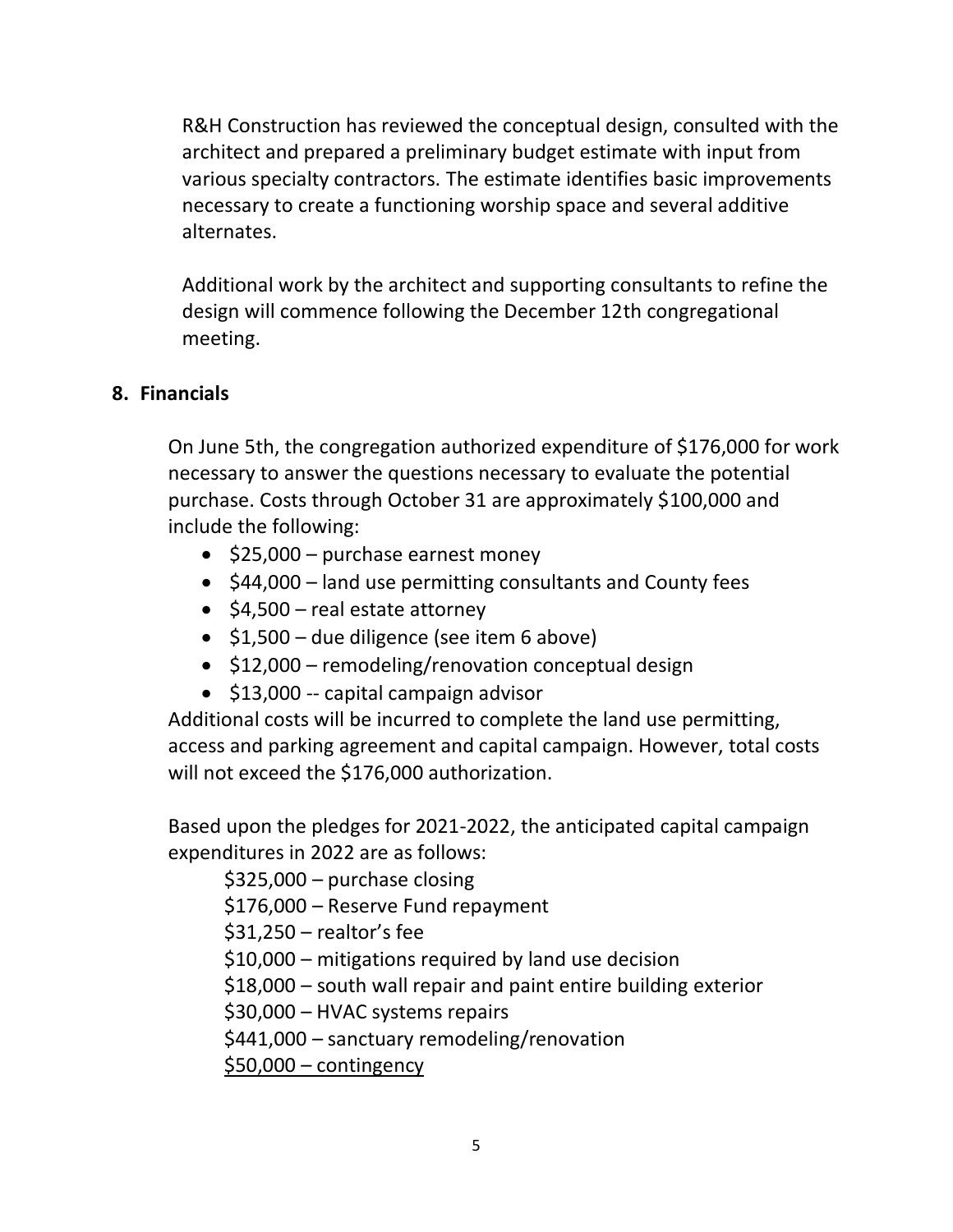R&H Construction has reviewed the conceptual design, consulted with the architect and prepared a preliminary budget estimate with input from various specialty contractors. The estimate identifies basic improvements necessary to create a functioning worship space and several additive alternates.

Additional work by the architect and supporting consultants to refine the design will commence following the December 12th congregational meeting.

## 8. Financials

On June 5th, the congregation authorized expenditure of $176,000 for work necessary to answer the questions necessary to evaluate the potential purchase. Costs through October 31 are approximately $100,000 and include the following:

- $25,000 – purchase earnest money
- $44,000 – land use permitting consultants and County fees
- $4,500 – real estate attorney
- $1,500 – due diligence (see item 6 above)
- $12,000 – remodeling/renovation conceptual design
- $13,000 -- capital campaign advisor

Additional costs will be incurred to complete the land use permitting, access and parking agreement and capital campaign. However, total costs will not exceed the $176,000 authorization.

Based upon the pledges for 2021-2022, the anticipated capital campaign expenditures in 2022 are as follows:

$325,000 – purchase closing
$176,000 – Reserve Fund repayment
$31,250 – realtor's fee
$10,000 – mitigations required by land use decision
$18,000 – south wall repair and paint entire building exterior
$30,000 – HVAC systems repairs
$441,000 – sanctuary remodeling/renovation
<u>$50,000 – contingency</u>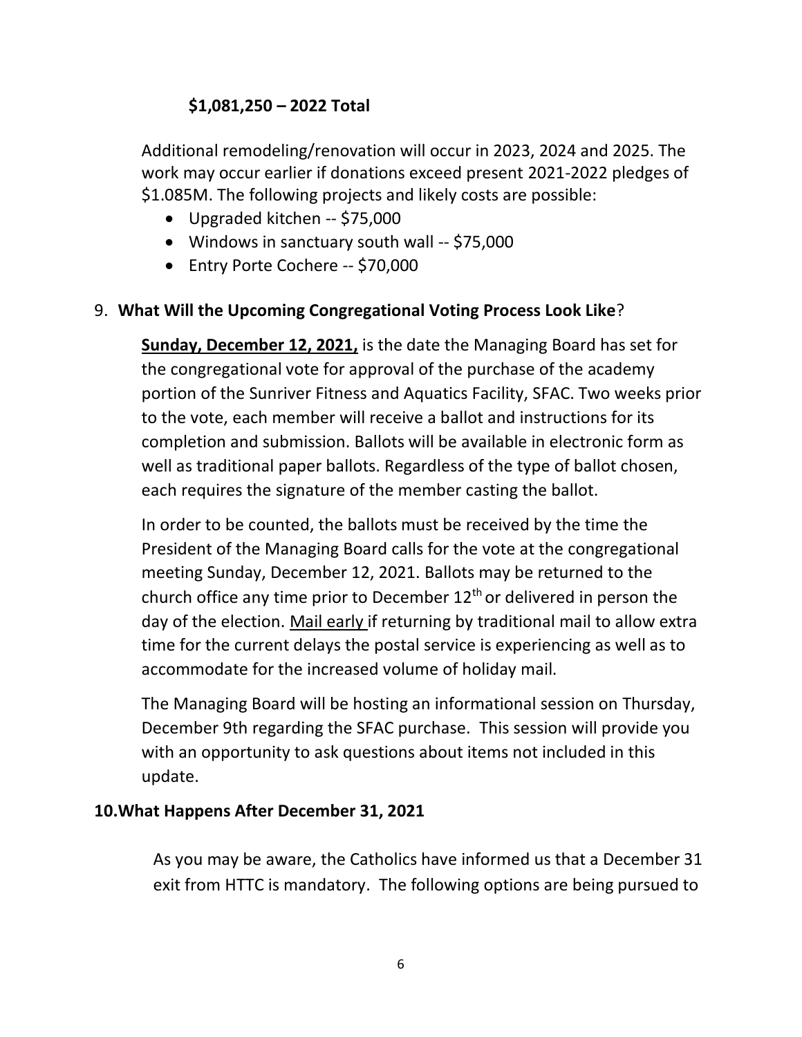**$1,081,250 – 2022 Total**

Additional remodeling/renovation will occur in 2023, 2024 and 2025. The work may occur earlier if donations exceed present 2021-2022 pledges of $1.085M. The following projects and likely costs are possible:

- Upgraded kitchen -- $75,000
- Windows in sanctuary south wall -- $75,000
- Entry Porte Cochere -- $70,000

9. **What Will the Upcoming Congregational Voting Process Look Like**?

**Sunday, December 12, 2021,** is the date the Managing Board has set for the congregational vote for approval of the purchase of the academy portion of the Sunriver Fitness and Aquatics Facility, SFAC. Two weeks prior to the vote, each member will receive a ballot and instructions for its completion and submission. Ballots will be available in electronic form as well as traditional paper ballots. Regardless of the type of ballot chosen, each requires the signature of the member casting the ballot.

In order to be counted, the ballots must be received by the time the President of the Managing Board calls for the vote at the congregational meeting Sunday, December 12, 2021. Ballots may be returned to the church office any time prior to December 12th or delivered in person the day of the election. Mail early if returning by traditional mail to allow extra time for the current delays the postal service is experiencing as well as to accommodate for the increased volume of holiday mail.

The Managing Board will be hosting an informational session on Thursday, December 9th regarding the SFAC purchase. This session will provide you with an opportunity to ask questions about items not included in this update.

**10. What Happens After December 31, 2021**

As you may be aware, the Catholics have informed us that a December 31 exit from HTTC is mandatory. The following options are being pursued to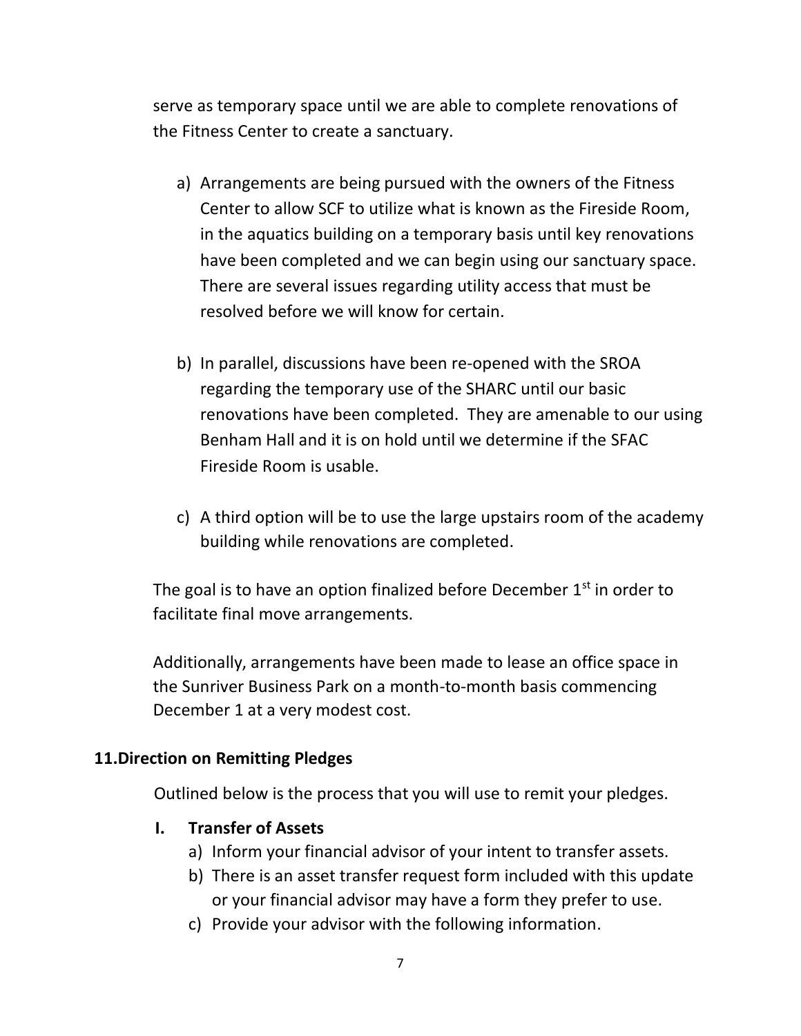serve as temporary space until we are able to complete renovations of the Fitness Center to create a sanctuary.

a) Arrangements are being pursued with the owners of the Fitness Center to allow SCF to utilize what is known as the Fireside Room, in the aquatics building on a temporary basis until key renovations have been completed and we can begin using our sanctuary space. There are several issues regarding utility access that must be resolved before we will know for certain.

b) In parallel, discussions have been re-opened with the SROA regarding the temporary use of the SHARC until our basic renovations have been completed. They are amenable to our using Benham Hall and it is on hold until we determine if the SFAC Fireside Room is usable.

c) A third option will be to use the large upstairs room of the academy building while renovations are completed.

The goal is to have an option finalized before December 1st in order to facilitate final move arrangements.

Additionally, arrangements have been made to lease an office space in the Sunriver Business Park on a month-to-month basis commencing December 1 at a very modest cost.

## 11. Direction on Remitting Pledges

Outlined below is the process that you will use to remit your pledges.

### I. Transfer of Assets

a) Inform your financial advisor of your intent to transfer assets.
b) There is an asset transfer request form included with this update or your financial advisor may have a form they prefer to use.
c) Provide your advisor with the following information.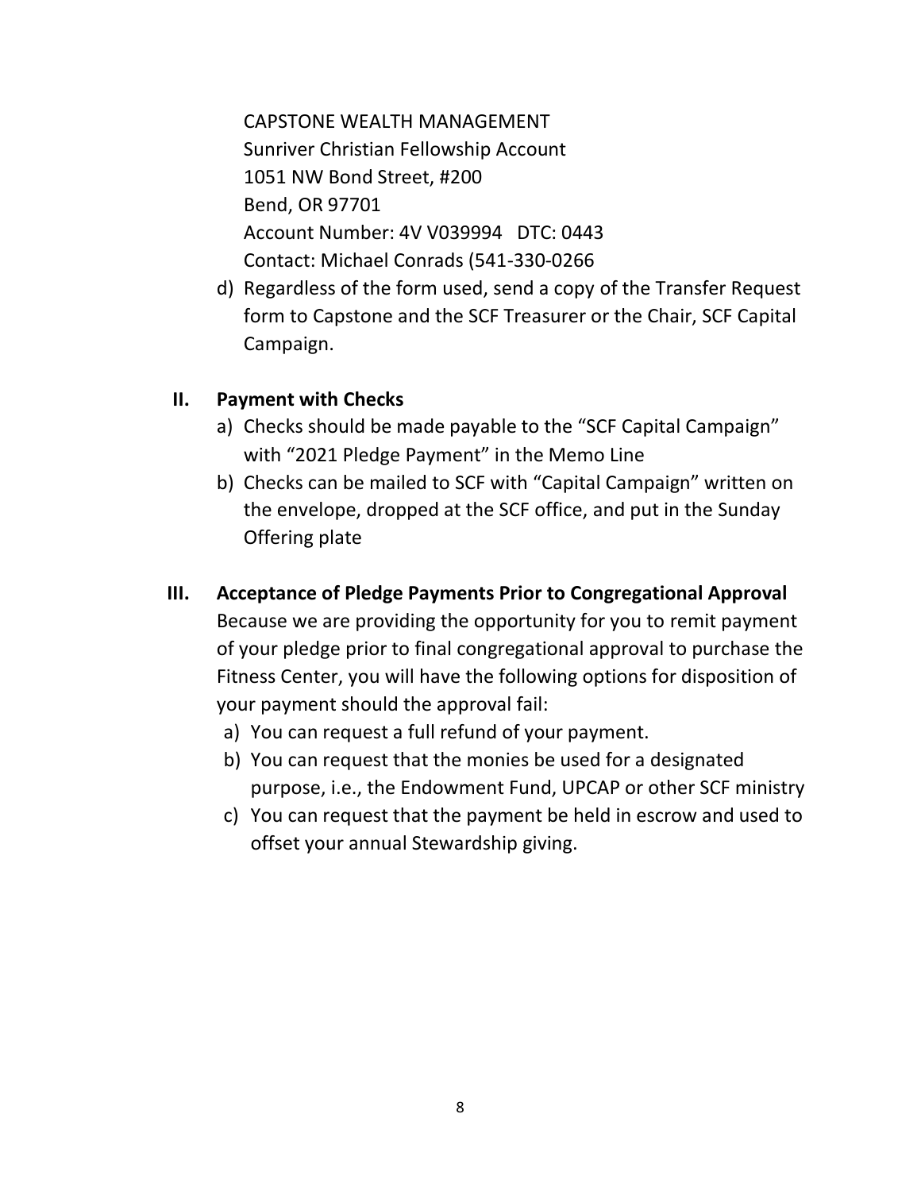CAPSTONE WEALTH MANAGEMENT
Sunriver Christian Fellowship Account
1051 NW Bond Street, #200
Bend, OR 97701
Account Number: 4V V039994   DTC: 0443
Contact: Michael Conrads (541-330-0266

d) Regardless of the form used, send a copy of the Transfer Request form to Capstone and the SCF Treasurer or the Chair, SCF Capital Campaign.

## II. Payment with Checks

a) Checks should be made payable to the "SCF Capital Campaign" with "2021 Pledge Payment" in the Memo Line
b) Checks can be mailed to SCF with "Capital Campaign" written on the envelope, dropped at the SCF office, and put in the Sunday Offering plate

## III. Acceptance of Pledge Payments Prior to Congregational Approval

Because we are providing the opportunity for you to remit payment of your pledge prior to final congregational approval to purchase the Fitness Center, you will have the following options for disposition of your payment should the approval fail:

a) You can request a full refund of your payment.
b) You can request that the monies be used for a designated purpose, i.e., the Endowment Fund, UPCAP or other SCF ministry
c) You can request that the payment be held in escrow and used to offset your annual Stewardship giving.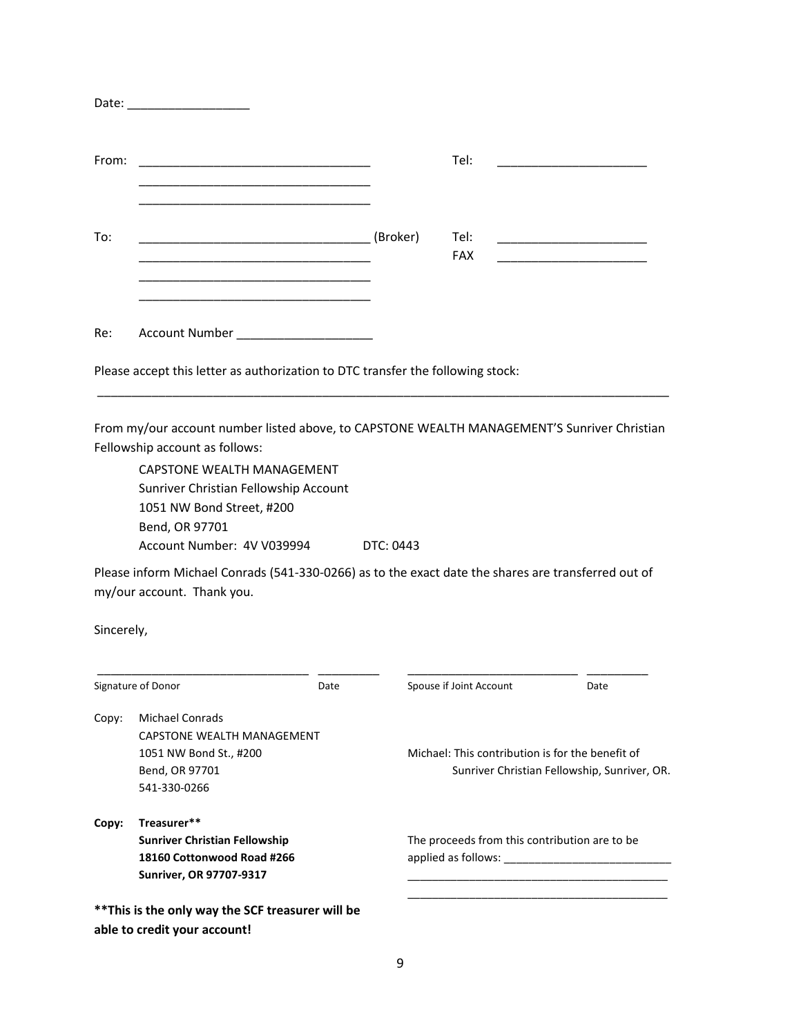Date: ___________________

From: ___________________________________ Tel: ______________________

___________________________________

___________________________________

To: ___________________________________ (Broker) Tel: ______________________

___________________________________ FAX ______________________

___________________________________

___________________________________

Re: Account Number ____________________

Please accept this letter as authorization to DTC transfer the following stock:

_________________________________________________________________________________________

From my/our account number listed above, to CAPSTONE WEALTH MANAGEMENT'S Sunriver Christian Fellowship account as follows:

CAPSTONE WEALTH MANAGEMENT
Sunriver Christian Fellowship Account
1051 NW Bond Street, #200
Bend, OR 97701
Account Number: 4V V039994 DTC: 0443

Please inform Michael Conrads (541-330-0266) as to the exact date the shares are transferred out of my/our account. Thank you.

Sincerely,

_________________________________ __________ ___________________________ __________
Signature of Donor Date Spouse if Joint Account Date

Copy: Michael Conrads
CAPSTONE WEALTH MANAGEMENT
1051 NW Bond St., #200
Bend, OR 97701
541-330-0266

Michael: This contribution is for the benefit of
Sunriver Christian Fellowship, Sunriver, OR.

**Copy: Treasurer****
**Sunriver Christian Fellowship**
**18160 Cottonwood Road #266**
**Sunriver, OR 97707-9317**

The proceeds from this contribution are to be applied as follows: ___________________________

__________________________________________

__________________________________________

****This is the only way the SCF treasurer will be able to credit your account!**